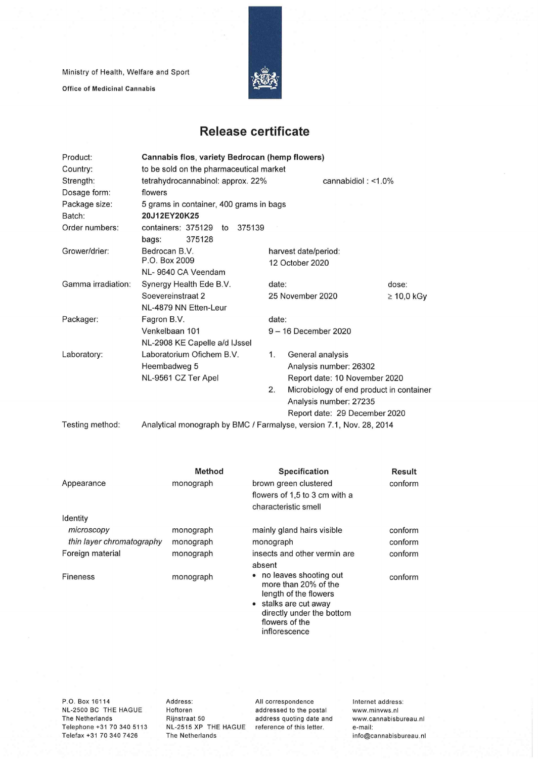Ministry of Health, Welfare and Sport

**Office of Medicinal Cannabis**

# Release certificate

| | | | |
|---|---|---|---|
| Product: | **Cannabis flos, variety Bedrocan (hemp flowers)** | | |
| Country: | to be sold on the pharmaceutical market | | |
| Strength: | tetrahydrocannabinol: approx. 22% | cannabidiol : <1.0% | |
| Dosage form: | flowers | | |
| Package size: | 5 grams in container, 400 grams in bags | | |
| Batch: | **20J12EY20K25** | | |
| Order numbers: | containers: 375129 to 375139<br>bags: 375128 | | |
| Grower/drier: | Bedrocan B.V.<br>P.O. Box 2009<br>NL- 9640 CA Veendam | harvest date/period:<br>12 October 2020 | |
| Gamma irradiation: | Synergy Health Ede B.V.<br>Soevereinstraat 2<br>NL-4879 NN Etten-Leur | date:<br>25 November 2020 | dose:<br>≥ 10,0 kGy |
| Packager: | Fagron B.V.<br>Venkelbaan 101<br>NL-2908 KE Capelle a/d IJssel | date:<br>9 – 16 December 2020 | |
| Laboratory: | Laboratorium Ofichem B.V.<br>Heembadweg 5<br>NL-9561 CZ Ter Apel | 1. General analysis<br>Analysis number: 26302<br>Report date: 10 November 2020<br>2. Microbiology of end product in container<br>Analysis number: 27235<br>Report date: 29 December 2020 | |
| Testing method: | Analytical monograph by BMC / Farmalyse, version 7.1, Nov. 28, 2014 | | |

| | Method | Specification | Result |
|---|---|---|---|
| Appearance | monograph | brown green clustered flowers of 1,5 to 3 cm with a characteristic smell | conform |
| Identity | | | |
| *microscopy* | monograph | mainly gland hairs visible | conform |
| *thin layer chromatography* | monograph | monograph | conform |
| Foreign material | monograph | insects and other vermin are absent | conform |
| Fineness | monograph | • no leaves shooting out more than 20% of the length of the flowers<br>• stalks are cut away directly under the bottom flowers of the inflorescence | conform |

P.O. Box 16114
NL-2500 BC THE HAGUE
The Netherlands
Telephone +31 70 340 5113
Telefax +31 70 340 7426

Address:
Hoftoren
Rijnstraat 50
NL-2515 XP THE HAGUE
The Netherlands

All correspondence addressed to the postal address quoting date and reference of this letter.

Internet address:
www.minvws.nl
www.cannabisbureau.nl
e-mail:
info@cannabisbureau.nl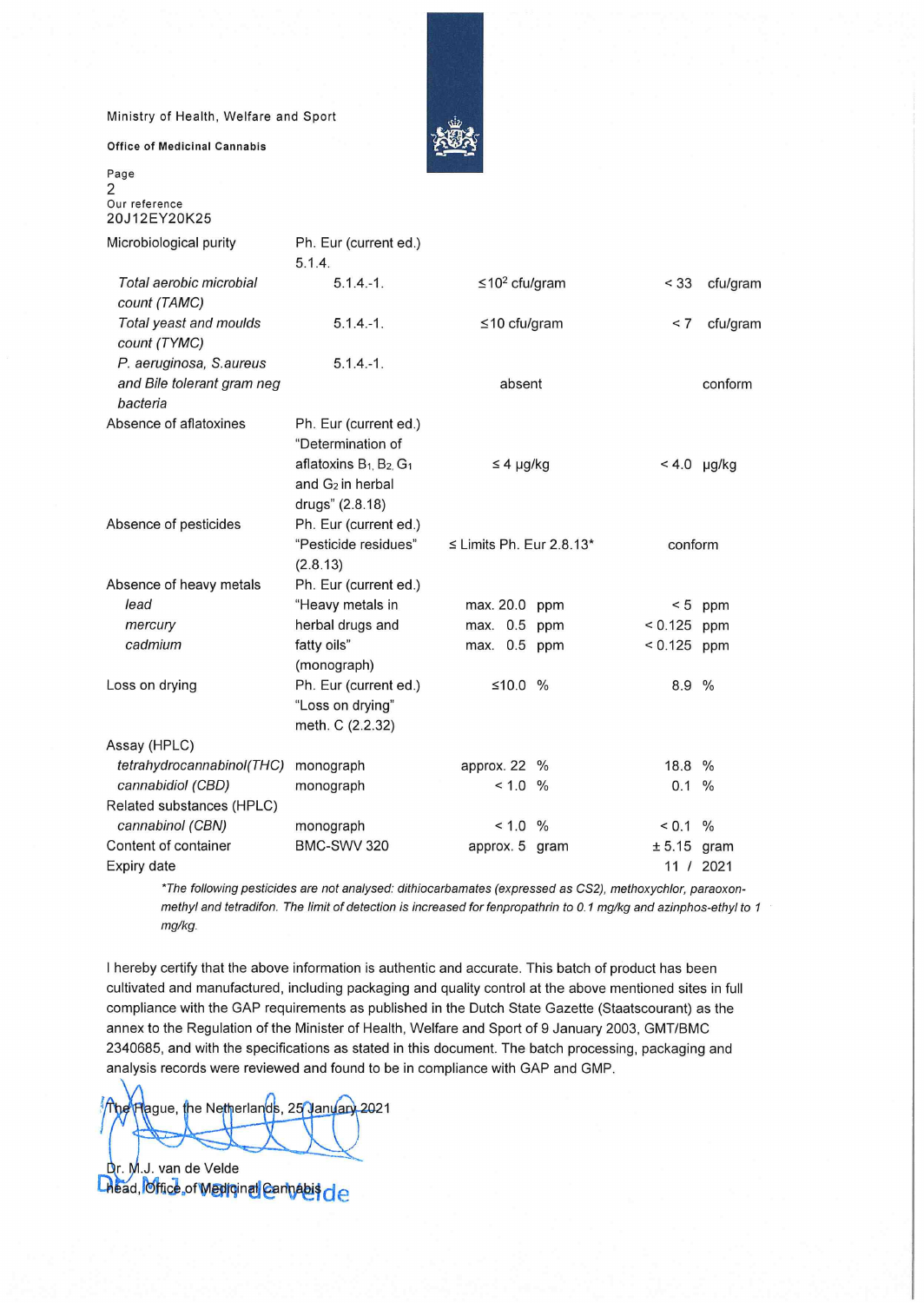Ministry of Health, Welfare and Sport

**Office of Medicinal Cannabis**

Our reference
20J12EY20K25

| | | | |
|---|---|---|---|
| Microbiological purity | Ph. Eur (current ed.) 5.1.4. | | |
| *Total aerobic microbial count (TAMC)* | 5.1.4.-1. | ≤$10^2$ cfu/gram | < 33 cfu/gram |
| *Total yeast and moulds count (TYMC)* | 5.1.4.-1. | ≤10 cfu/gram | < 7 cfu/gram |
| *P. aeruginosa, S.aureus and Bile tolerant gram neg bacteria* | 5.1.4.-1. | absent | conform |
| Absence of aflatoxines | Ph. Eur (current ed.) "Determination of aflatoxins $B_1$, $B_2$, $G_1$ and $G_2$ in herbal drugs" (2.8.18) | ≤ 4 µg/kg | < 4.0 µg/kg |
| Absence of pesticides | Ph. Eur (current ed.) "Pesticide residues" (2.8.13) | ≤ Limits Ph. Eur 2.8.13* | conform |
| Absence of heavy metals | Ph. Eur (current ed.) "Heavy metals in herbal drugs and fatty oils" (monograph) | | |
| *lead* | | max. 20.0 ppm | < 5 ppm |
| *mercury* | | max. 0.5 ppm | < 0.125 ppm |
| *cadmium* | | max. 0.5 ppm | < 0.125 ppm |
| Loss on drying | Ph. Eur (current ed.) "Loss on drying" meth. C (2.2.32) | ≤10.0 % | 8.9 % |
| Assay (HPLC) | | | |
| *tetrahydrocannabinol(THC)* | monograph | approx. 22 % | 18.8 % |
| *cannabidiol (CBD)* | monograph | < 1.0 % | 0.1 % |
| Related substances (HPLC) | | | |
| *cannabinol (CBN)* | monograph | < 1.0 % | < 0.1 % |
| Content of container | BMC-SWV 320 | approx. 5 gram | ± 5.15 gram |
| Expiry date | | | 11 / 2021 |

*\*The following pesticides are not analysed: dithiocarbamates (expressed as CS2), methoxychlor, paraoxon-methyl and tetradifon. The limit of detection is increased for fenpropathrin to 0.1 mg/kg and azinphos-ethyl to 1 mg/kg.*

I hereby certify that the above information is authentic and accurate. This batch of product has been cultivated and manufactured, including packaging and quality control at the above mentioned sites in full compliance with the GAP requirements as published in the Dutch State Gazette (Staatscourant) as the annex to the Regulation of the Minister of Health, Welfare and Sport of 9 January 2003, GMT/BMC 2340685, and with the specifications as stated in this document. The batch processing, packaging and analysis records were reviewed and found to be in compliance with GAP and GMP.

The Hague, the Netherlands, 25 January 2021

Dr. M.J. van de Velde
Head, Office of Medicinal Cannabis